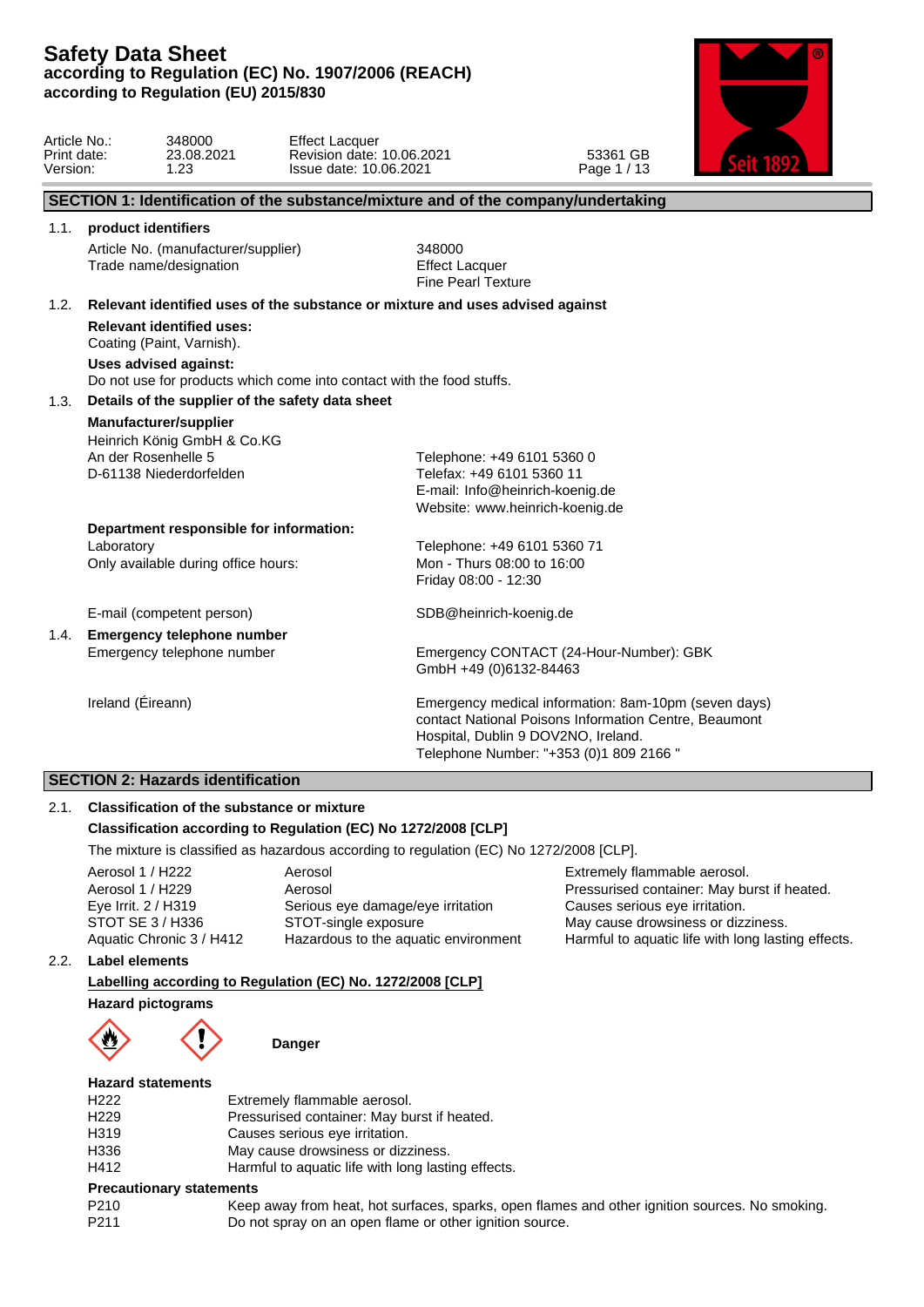# Safety Data Sheet
**according to Regulation (EC) No. 1907/2006 (REACH)**
**according to Regulation (EU) 2015/830**

| | | | |
|---|---|---|---|
| Article No.: | 348000 | Effect Lacquer | |
| Print date: | 23.08.2021 | Revision date: 10.06.2021 | 53361 GB |
| Version: | 1.23 | Issue date: 10.06.2021 | |

## SECTION 1: Identification of the substance/mixture and of the company/undertaking

### 1.1. product identifiers

| | |
|---|---|
| Article No. (manufacturer/supplier) | 348000 |
| Trade name/designation | Effect Lacquer<br>Fine Pearl Texture |

### 1.2. Relevant identified uses of the substance or mixture and uses advised against

**Relevant identified uses:**
Coating (Paint, Varnish).

**Uses advised against:**
Do not use for products which come into contact with the food stuffs.

### 1.3. Details of the supplier of the safety data sheet

**Manufacturer/supplier**
Heinrich König GmbH & Co.KG
An der Rosenhelle 5
D-61138 Niederdorfelden

Telephone: +49 6101 5360 0
Telefax: +49 6101 5360 11
E-mail: Info@heinrich-koenig.de
Website: www.heinrich-koenig.de

**Department responsible for information:**
Laboratory — Telephone: +49 6101 5360 71
Only available during office hours: Mon - Thurs 08:00 to 16:00, Friday 08:00 - 12:30

E-mail (competent person): SDB@heinrich-koenig.de

### 1.4. Emergency telephone number

Emergency telephone number: Emergency CONTACT (24-Hour-Number): GBK GmbH +49 (0)6132-84463

Ireland (Éireann): Emergency medical information: 8am-10pm (seven days) contact National Poisons Information Centre, Beaumont Hospital, Dublin 9 DOV2NO, Ireland. Telephone Number: "+353 (0)1 809 2166 "

## SECTION 2: Hazards identification

### 2.1. Classification of the substance or mixture

**Classification according to Regulation (EC) No 1272/2008 [CLP]**

The mixture is classified as hazardous according to regulation (EC) No 1272/2008 [CLP].

| | | |
|---|---|---|
| Aerosol 1 / H222 | Aerosol | Extremely flammable aerosol. |
| Aerosol 1 / H229 | Aerosol | Pressurised container: May burst if heated. |
| Eye Irrit. 2 / H319 | Serious eye damage/eye irritation | Causes serious eye irritation. |
| STOT SE 3 / H336 | STOT-single exposure | May cause drowsiness or dizziness. |
| Aquatic Chronic 3 / H412 | Hazardous to the aquatic environment | Harmful to aquatic life with long lasting effects. |

### 2.2. Label elements

**Labelling according to Regulation (EC) No. 1272/2008 [CLP]**

**Hazard pictograms**

**Danger**

**Hazard statements**

| | |
|---|---|
| H222 | Extremely flammable aerosol. |
| H229 | Pressurised container: May burst if heated. |
| H319 | Causes serious eye irritation. |
| H336 | May cause drowsiness or dizziness. |
| H412 | Harmful to aquatic life with long lasting effects. |

**Precautionary statements**

| | |
|---|---|
| P210 | Keep away from heat, hot surfaces, sparks, open flames and other ignition sources. No smoking. |
| P211 | Do not spray on an open flame or other ignition source. |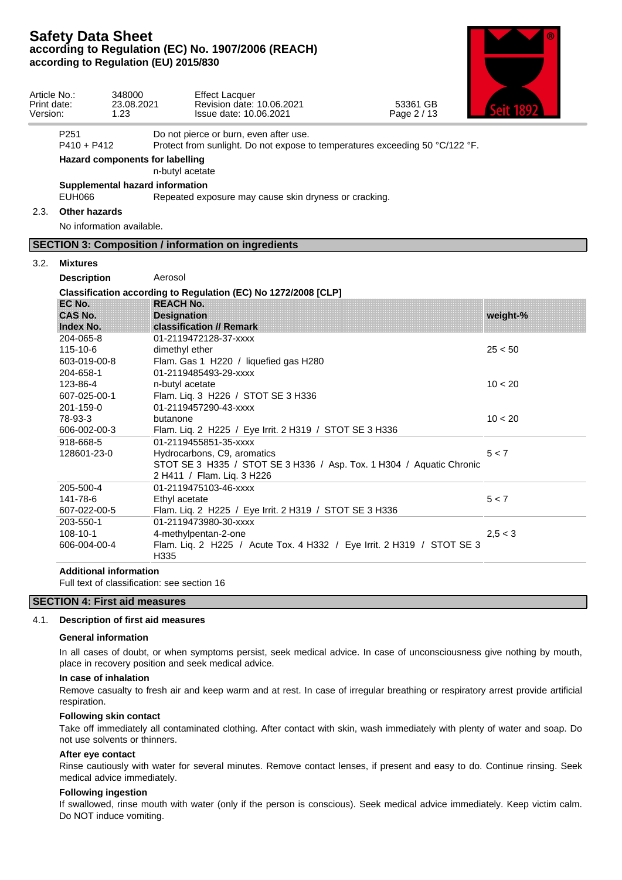| | |
|---|---|
| P251 | Do not pierce or burn, even after use. |
| P410 + P412 | Protect from sunlight. Do not expose to temperatures exceeding 50 °C/122 °F. |

**Hazard components for labelling**

n-butyl acetate

**Supplemental hazard information**

| | |
|---|---|
| EUH066 | Repeated exposure may cause skin dryness or cracking. |

### 2.3. Other hazards

No information available.

## SECTION 3: Composition / information on ingredients

### 3.2. Mixtures

**Description** Aerosol

**Classification according to Regulation (EC) No 1272/2008 [CLP]**

| EC No.<br>CAS No.<br>Index No. | REACH No.<br>Designation<br>classification // Remark | weight-% |
|---|---|---|
| 204-065-8<br>115-10-6<br>603-019-00-8 | 01-2119472128-37-xxxx<br>dimethyl ether<br>Flam. Gas 1 H220 / liquefied gas H280 | 25 < 50 |
| 204-658-1<br>123-86-4<br>607-025-00-1 | 01-2119485493-29-xxxx<br>n-butyl acetate<br>Flam. Liq. 3 H226 / STOT SE 3 H336 | 10 < 20 |
| 201-159-0<br>78-93-3<br>606-002-00-3 | 01-2119457290-43-xxxx<br>butanone<br>Flam. Liq. 2 H225 / Eye Irrit. 2 H319 / STOT SE 3 H336 | 10 < 20 |
| 918-668-5<br>128601-23-0 | 01-2119455851-35-xxxx<br>Hydrocarbons, C9, aromatics<br>STOT SE 3 H335 / STOT SE 3 H336 / Asp. Tox. 1 H304 / Aquatic Chronic 2 H411 / Flam. Liq. 3 H226 | 5 < 7 |
| 205-500-4<br>141-78-6<br>607-022-00-5 | 01-2119475103-46-xxxx<br>Ethyl acetate<br>Flam. Liq. 2 H225 / Eye Irrit. 2 H319 / STOT SE 3 H336 | 5 < 7 |
| 203-550-1<br>108-10-1<br>606-004-00-4 | 01-2119473980-30-xxxx<br>4-methylpentan-2-one<br>Flam. Liq. 2 H225 / Acute Tox. 4 H332 / Eye Irrit. 2 H319 / STOT SE 3 H335 | 2,5 < 3 |

**Additional information**

Full text of classification: see section 16

## SECTION 4: First aid measures

### 4.1. Description of first aid measures

**General information**

In all cases of doubt, or when symptoms persist, seek medical advice. In case of unconsciousness give nothing by mouth, place in recovery position and seek medical advice.

**In case of inhalation**

Remove casualty to fresh air and keep warm and at rest. In case of irregular breathing or respiratory arrest provide artificial respiration.

**Following skin contact**

Take off immediately all contaminated clothing. After contact with skin, wash immediately with plenty of water and soap. Do not use solvents or thinners.

**After eye contact**

Rinse cautiously with water for several minutes. Remove contact lenses, if present and easy to do. Continue rinsing. Seek medical advice immediately.

**Following ingestion**

If swallowed, rinse mouth with water (only if the person is conscious). Seek medical advice immediately. Keep victim calm. Do NOT induce vomiting.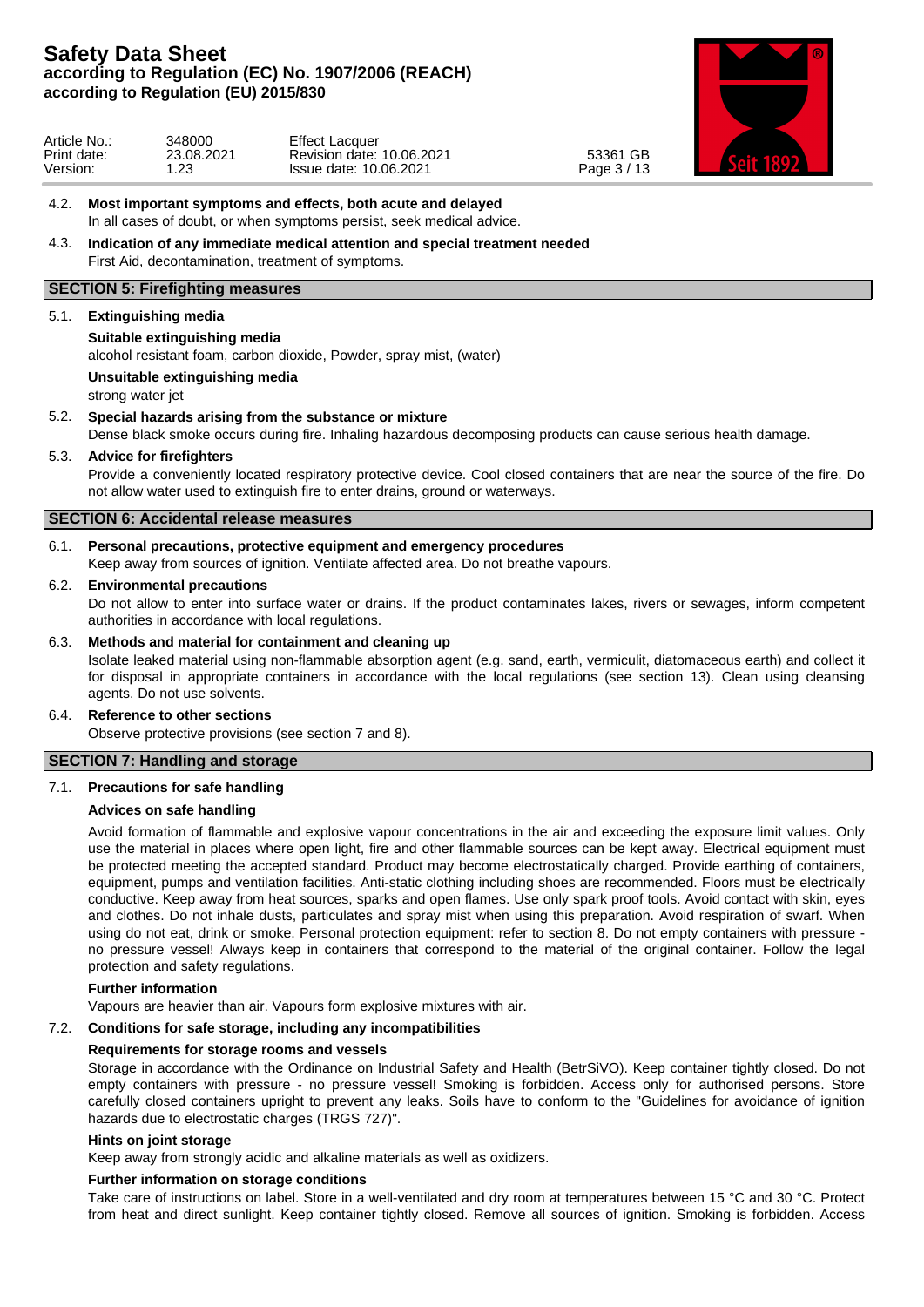4.2. **Most important symptoms and effects, both acute and delayed**

In all cases of doubt, or when symptoms persist, seek medical advice.

4.3. **Indication of any immediate medical attention and special treatment needed**

First Aid, decontamination, treatment of symptoms.

## SECTION 5: Firefighting measures

5.1. **Extinguishing media**

**Suitable extinguishing media**

alcohol resistant foam, carbon dioxide, Powder, spray mist, (water)

**Unsuitable extinguishing media**

strong water jet

5.2. **Special hazards arising from the substance or mixture**

Dense black smoke occurs during fire. Inhaling hazardous decomposing products can cause serious health damage.

5.3. **Advice for firefighters**

Provide a conveniently located respiratory protective device. Cool closed containers that are near the source of the fire. Do not allow water used to extinguish fire to enter drains, ground or waterways.

## SECTION 6: Accidental release measures

6.1. **Personal precautions, protective equipment and emergency procedures**

Keep away from sources of ignition. Ventilate affected area. Do not breathe vapours.

6.2. **Environmental precautions**

Do not allow to enter into surface water or drains. If the product contaminates lakes, rivers or sewages, inform competent authorities in accordance with local regulations.

6.3. **Methods and material for containment and cleaning up**

Isolate leaked material using non-flammable absorption agent (e.g. sand, earth, vermiculit, diatomaceous earth) and collect it for disposal in appropriate containers in accordance with the local regulations (see section 13). Clean using cleansing agents. Do not use solvents.

6.4. **Reference to other sections**

Observe protective provisions (see section 7 and 8).

## SECTION 7: Handling and storage

7.1. **Precautions for safe handling**

**Advices on safe handling**

Avoid formation of flammable and explosive vapour concentrations in the air and exceeding the exposure limit values. Only use the material in places where open light, fire and other flammable sources can be kept away. Electrical equipment must be protected meeting the accepted standard. Product may become electrostatically charged. Provide earthing of containers, equipment, pumps and ventilation facilities. Anti-static clothing including shoes are recommended. Floors must be electrically conductive. Keep away from heat sources, sparks and open flames. Use only spark proof tools. Avoid contact with skin, eyes and clothes. Do not inhale dusts, particulates and spray mist when using this preparation. Avoid respiration of swarf. When using do not eat, drink or smoke. Personal protection equipment: refer to section 8. Do not empty containers with pressure - no pressure vessel! Always keep in containers that correspond to the material of the original container. Follow the legal protection and safety regulations.

**Further information**

Vapours are heavier than air. Vapours form explosive mixtures with air.

7.2. **Conditions for safe storage, including any incompatibilities**

**Requirements for storage rooms and vessels**

Storage in accordance with the Ordinance on Industrial Safety and Health (BetrSiVO). Keep container tightly closed. Do not empty containers with pressure - no pressure vessel! Smoking is forbidden. Access only for authorised persons. Store carefully closed containers upright to prevent any leaks. Soils have to conform to the "Guidelines for avoidance of ignition hazards due to electrostatic charges (TRGS 727)".

**Hints on joint storage**

Keep away from strongly acidic and alkaline materials as well as oxidizers.

**Further information on storage conditions**

Take care of instructions on label. Store in a well-ventilated and dry room at temperatures between 15 °C and 30 °C. Protect from heat and direct sunlight. Keep container tightly closed. Remove all sources of ignition. Smoking is forbidden. Access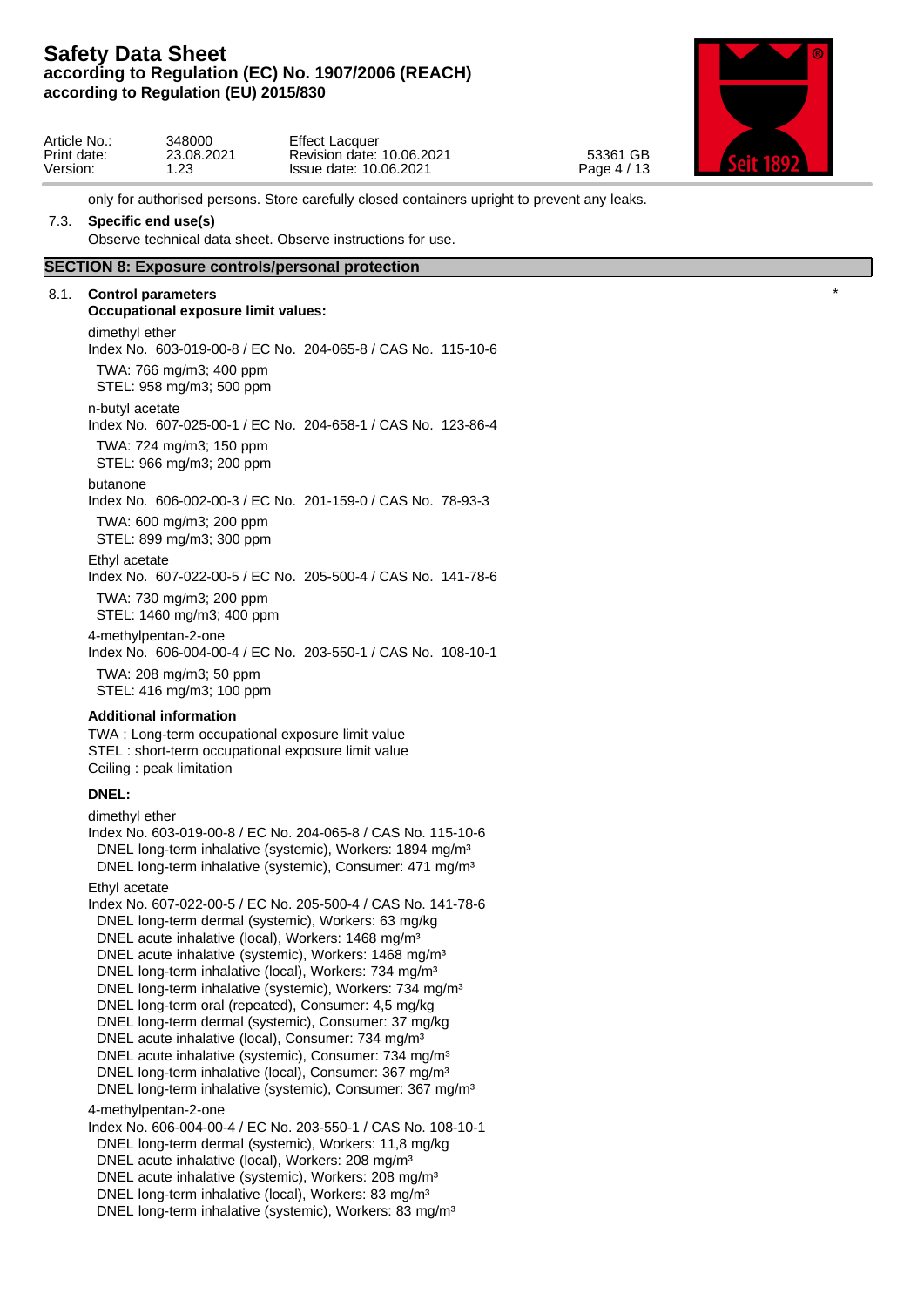only for authorised persons. Store carefully closed containers upright to prevent any leaks.

7.3. **Specific end use(s)**

Observe technical data sheet. Observe instructions for use.

## SECTION 8: Exposure controls/personal protection

8.1. **Control parameters** *

**Occupational exposure limit values:**

dimethyl ether
Index No. 603-019-00-8 / EC No. 204-065-8 / CAS No. 115-10-6
TWA: 766 mg/m3; 400 ppm
STEL: 958 mg/m3; 500 ppm

n-butyl acetate
Index No. 607-025-00-1 / EC No. 204-658-1 / CAS No. 123-86-4
TWA: 724 mg/m3; 150 ppm
STEL: 966 mg/m3; 200 ppm

butanone
Index No. 606-002-00-3 / EC No. 201-159-0 / CAS No. 78-93-3
TWA: 600 mg/m3; 200 ppm
STEL: 899 mg/m3; 300 ppm

Ethyl acetate
Index No. 607-022-00-5 / EC No. 205-500-4 / CAS No. 141-78-6
TWA: 730 mg/m3; 200 ppm
STEL: 1460 mg/m3; 400 ppm

4-methylpentan-2-one
Index No. 606-004-00-4 / EC No. 203-550-1 / CAS No. 108-10-1
TWA: 208 mg/m3; 50 ppm
STEL: 416 mg/m3; 100 ppm

**Additional information**

TWA : Long-term occupational exposure limit value
STEL : short-term occupational exposure limit value
Ceiling : peak limitation

**DNEL:**

dimethyl ether
Index No. 603-019-00-8 / EC No. 204-065-8 / CAS No. 115-10-6
DNEL long-term inhalative (systemic), Workers: 1894 mg/m³
DNEL long-term inhalative (systemic), Consumer: 471 mg/m³

Ethyl acetate
Index No. 607-022-00-5 / EC No. 205-500-4 / CAS No. 141-78-6
DNEL long-term dermal (systemic), Workers: 63 mg/kg
DNEL acute inhalative (local), Workers: 1468 mg/m³
DNEL acute inhalative (systemic), Workers: 1468 mg/m³
DNEL long-term inhalative (local), Workers: 734 mg/m³
DNEL long-term inhalative (systemic), Workers: 734 mg/m³
DNEL long-term oral (repeated), Consumer: 4,5 mg/kg
DNEL long-term dermal (systemic), Consumer: 37 mg/kg
DNEL acute inhalative (local), Consumer: 734 mg/m³
DNEL acute inhalative (systemic), Consumer: 734 mg/m³
DNEL long-term inhalative (local), Consumer: 367 mg/m³
DNEL long-term inhalative (systemic), Consumer: 367 mg/m³

4-methylpentan-2-one
Index No. 606-004-00-4 / EC No. 203-550-1 / CAS No. 108-10-1
DNEL long-term dermal (systemic), Workers: 11,8 mg/kg
DNEL acute inhalative (local), Workers: 208 mg/m³
DNEL acute inhalative (systemic), Workers: 208 mg/m³
DNEL long-term inhalative (local), Workers: 83 mg/m³
DNEL long-term inhalative (systemic), Workers: 83 mg/m³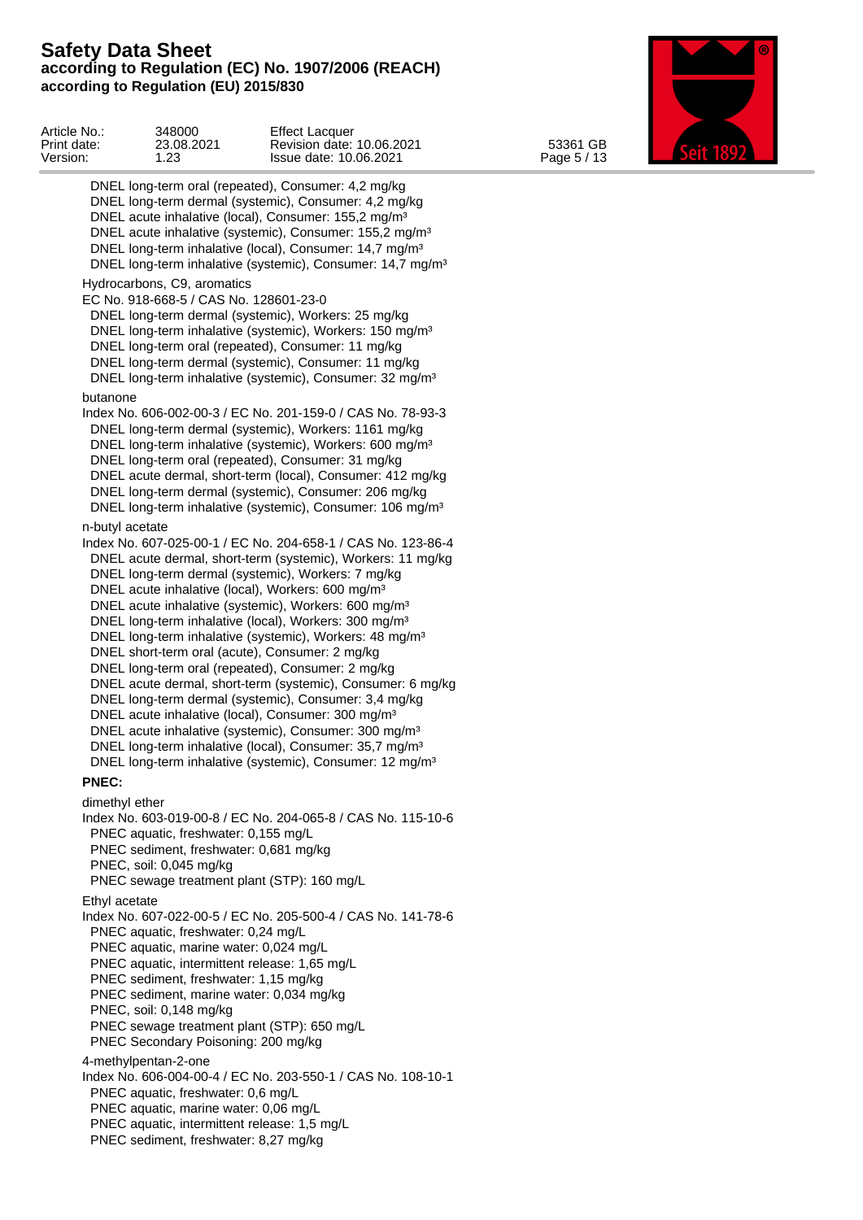DNEL long-term oral (repeated), Consumer: 4,2 mg/kg
DNEL long-term dermal (systemic), Consumer: 4,2 mg/kg
DNEL acute inhalative (local), Consumer: 155,2 mg/m³
DNEL acute inhalative (systemic), Consumer: 155,2 mg/m³
DNEL long-term inhalative (local), Consumer: 14,7 mg/m³
DNEL long-term inhalative (systemic), Consumer: 14,7 mg/m³

Hydrocarbons, C9, aromatics
EC No. 918-668-5 / CAS No. 128601-23-0
DNEL long-term dermal (systemic), Workers: 25 mg/kg
DNEL long-term inhalative (systemic), Workers: 150 mg/m³
DNEL long-term oral (repeated), Consumer: 11 mg/kg
DNEL long-term dermal (systemic), Consumer: 11 mg/kg
DNEL long-term inhalative (systemic), Consumer: 32 mg/m³

butanone
Index No. 606-002-00-3 / EC No. 201-159-0 / CAS No. 78-93-3
DNEL long-term dermal (systemic), Workers: 1161 mg/kg
DNEL long-term inhalative (systemic), Workers: 600 mg/m³
DNEL long-term oral (repeated), Consumer: 31 mg/kg
DNEL acute dermal, short-term (local), Consumer: 412 mg/kg
DNEL long-term dermal (systemic), Consumer: 206 mg/kg
DNEL long-term inhalative (systemic), Consumer: 106 mg/m³

n-butyl acetate
Index No. 607-025-00-1 / EC No. 204-658-1 / CAS No. 123-86-4
DNEL acute dermal, short-term (systemic), Workers: 11 mg/kg
DNEL long-term dermal (systemic), Workers: 7 mg/kg
DNEL acute inhalative (local), Workers: 600 mg/m³
DNEL acute inhalative (systemic), Workers: 600 mg/m³
DNEL long-term inhalative (local), Workers: 300 mg/m³
DNEL long-term inhalative (systemic), Workers: 48 mg/m³
DNEL short-term oral (acute), Consumer: 2 mg/kg
DNEL long-term oral (repeated), Consumer: 2 mg/kg
DNEL acute dermal, short-term (systemic), Consumer: 6 mg/kg
DNEL long-term dermal (systemic), Consumer: 3,4 mg/kg
DNEL acute inhalative (local), Consumer: 300 mg/m³
DNEL acute inhalative (systemic), Consumer: 300 mg/m³
DNEL long-term inhalative (local), Consumer: 35,7 mg/m³
DNEL long-term inhalative (systemic), Consumer: 12 mg/m³

**PNEC:**

dimethyl ether
Index No. 603-019-00-8 / EC No. 204-065-8 / CAS No. 115-10-6
PNEC aquatic, freshwater: 0,155 mg/L
PNEC sediment, freshwater: 0,681 mg/kg
PNEC, soil: 0,045 mg/kg
PNEC sewage treatment plant (STP): 160 mg/L

Ethyl acetate
Index No. 607-022-00-5 / EC No. 205-500-4 / CAS No. 141-78-6
PNEC aquatic, freshwater: 0,24 mg/L
PNEC aquatic, marine water: 0,024 mg/L
PNEC aquatic, intermittent release: 1,65 mg/L
PNEC sediment, freshwater: 1,15 mg/kg
PNEC sediment, marine water: 0,034 mg/kg
PNEC, soil: 0,148 mg/kg
PNEC sewage treatment plant (STP): 650 mg/L
PNEC Secondary Poisoning: 200 mg/kg

4-methylpentan-2-one
Index No. 606-004-00-4 / EC No. 203-550-1 / CAS No. 108-10-1
PNEC aquatic, freshwater: 0,6 mg/L
PNEC aquatic, marine water: 0,06 mg/L
PNEC aquatic, intermittent release: 1,5 mg/L
PNEC sediment, freshwater: 8,27 mg/kg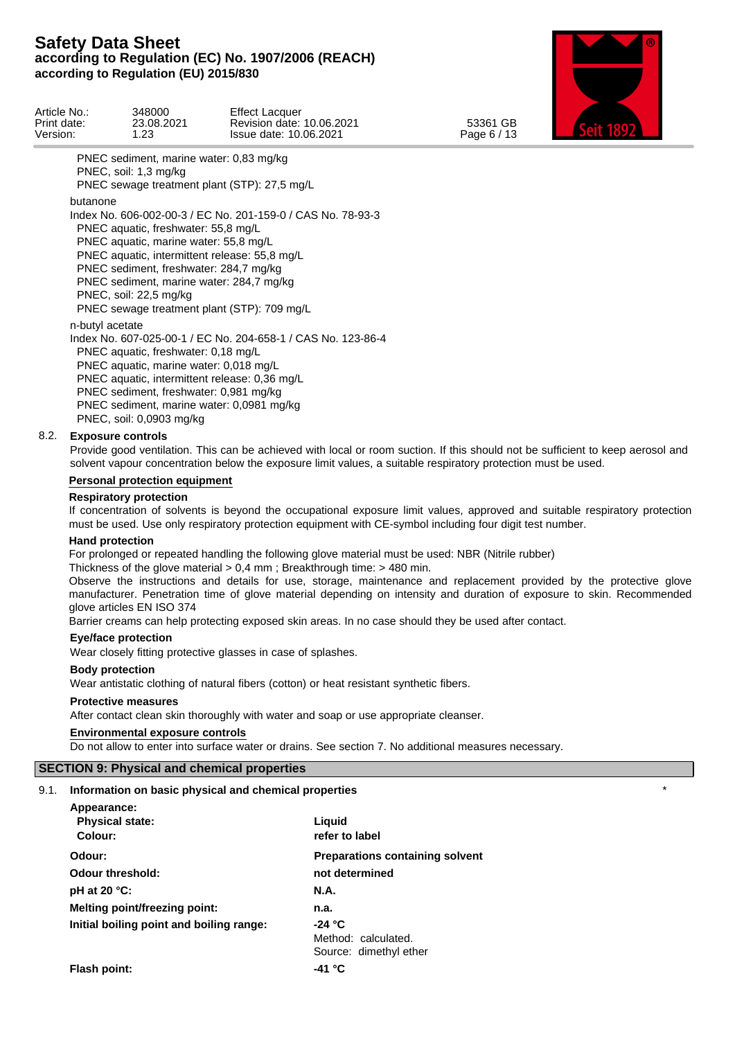PNEC sediment, marine water: 0,83 mg/kg
PNEC, soil: 1,3 mg/kg
PNEC sewage treatment plant (STP): 27,5 mg/L

butanone
Index No. 606-002-00-3 / EC No. 201-159-0 / CAS No. 78-93-3
PNEC aquatic, freshwater: 55,8 mg/L
PNEC aquatic, marine water: 55,8 mg/L
PNEC aquatic, intermittent release: 55,8 mg/L
PNEC sediment, freshwater: 284,7 mg/kg
PNEC sediment, marine water: 284,7 mg/kg
PNEC, soil: 22,5 mg/kg
PNEC sewage treatment plant (STP): 709 mg/L

n-butyl acetate
Index No. 607-025-00-1 / EC No. 204-658-1 / CAS No. 123-86-4
PNEC aquatic, freshwater: 0,18 mg/L
PNEC aquatic, marine water: 0,018 mg/L
PNEC aquatic, intermittent release: 0,36 mg/L
PNEC sediment, freshwater: 0,981 mg/kg
PNEC sediment, marine water: 0,0981 mg/kg
PNEC, soil: 0,0903 mg/kg

### 8.2. Exposure controls

Provide good ventilation. This can be achieved with local or room suction. If this should not be sufficient to keep aerosol and solvent vapour concentration below the exposure limit values, a suitable respiratory protection must be used.

**Personal protection equipment**

**Respiratory protection**

If concentration of solvents is beyond the occupational exposure limit values, approved and suitable respiratory protection must be used. Use only respiratory protection equipment with CE-symbol including four digit test number.

**Hand protection**

For prolonged or repeated handling the following glove material must be used: NBR (Nitrile rubber)
Thickness of the glove material > 0,4 mm ; Breakthrough time: > 480 min.
Observe the instructions and details for use, storage, maintenance and replacement provided by the protective glove manufacturer. Penetration time of glove material depending on intensity and duration of exposure to skin. Recommended glove articles EN ISO 374
Barrier creams can help protecting exposed skin areas. In no case should they be used after contact.

**Eye/face protection**

Wear closely fitting protective glasses in case of splashes.

**Body protection**

Wear antistatic clothing of natural fibers (cotton) or heat resistant synthetic fibers.

**Protective measures**

After contact clean skin thoroughly with water and soap or use appropriate cleanser.

**Environmental exposure controls**

Do not allow to enter into surface water or drains. See section 7. No additional measures necessary.

## SECTION 9: Physical and chemical properties

### 9.1. Information on basic physical and chemical properties *

| | |
|---|---|
| **Appearance:** | |
| **Physical state:** | **Liquid** |
| **Colour:** | **refer to label** |
| **Odour:** | **Preparations containing solvent** |
| **Odour threshold:** | **not determined** |
| **pH at 20 °C:** | **N.A.** |
| **Melting point/freezing point:** | **n.a.** |
| **Initial boiling point and boiling range:** | **-24 °C**<br>Method: calculated.<br>Source: dimethyl ether |
| **Flash point:** | **-41 °C** |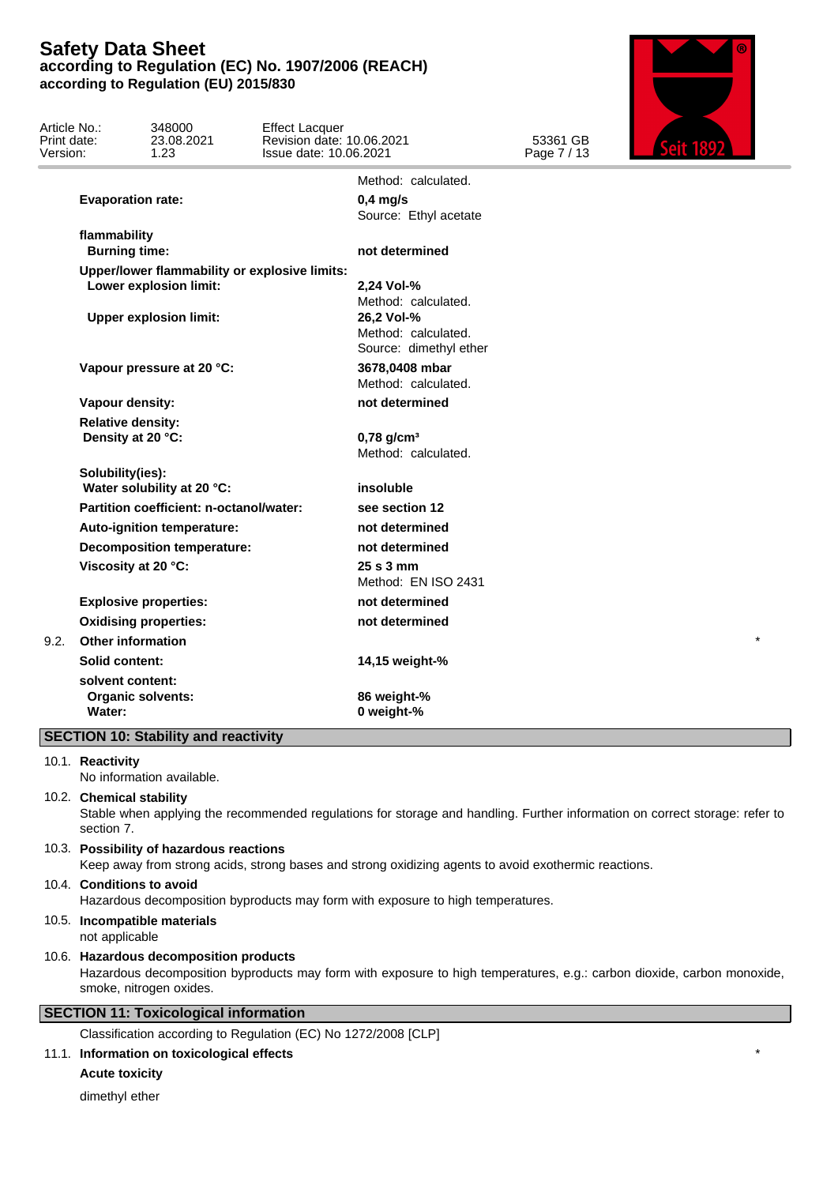| | |
|---|---|
| | Method: calculated. |
| **Evaporation rate:** | **0,4 mg/s** |
| | Source: Ethyl acetate |
| **flammability** | |
| **Burning time:** | **not determined** |
| **Upper/lower flammability or explosive limits:** | |
| **Lower explosion limit:** | **2,24 Vol-%** |
| | Method: calculated. |
| **Upper explosion limit:** | **26,2 Vol-%** |
| | Method: calculated. |
| | Source: dimethyl ether |
| **Vapour pressure at 20 °C:** | **3678,0408 mbar** |
| | Method: calculated. |
| **Vapour density:** | **not determined** |
| **Relative density:** | |
| **Density at 20 °C:** | **0,78 g/cm³** |
| | Method: calculated. |
| **Solubility(ies):** | |
| **Water solubility at 20 °C:** | **insoluble** |
| **Partition coefficient: n-octanol/water:** | **see section 12** |
| **Auto-ignition temperature:** | **not determined** |
| **Decomposition temperature:** | **not determined** |
| **Viscosity at 20 °C:** | **25 s 3 mm** |
| | Method: EN ISO 2431 |
| **Explosive properties:** | **not determined** |
| **Oxidising properties:** | **not determined** |

9.2. **Other information** *

| | |
|---|---|
| **Solid content:** | **14,15 weight-%** |
| **solvent content:** | |
| **Organic solvents:** | **86 weight-%** |
| **Water:** | **0 weight-%** |

## SECTION 10: Stability and reactivity

10.1. **Reactivity**

No information available.

10.2. **Chemical stability**

Stable when applying the recommended regulations for storage and handling. Further information on correct storage: refer to section 7.

10.3. **Possibility of hazardous reactions**

Keep away from strong acids, strong bases and strong oxidizing agents to avoid exothermic reactions.

10.4. **Conditions to avoid**

Hazardous decomposition byproducts may form with exposure to high temperatures.

10.5. **Incompatible materials**

not applicable

10.6. **Hazardous decomposition products**

Hazardous decomposition byproducts may form with exposure to high temperatures, e.g.: carbon dioxide, carbon monoxide, smoke, nitrogen oxides.

## SECTION 11: Toxicological information

Classification according to Regulation (EC) No 1272/2008 [CLP]

11.1. **Information on toxicological effects** *

**Acute toxicity**

dimethyl ether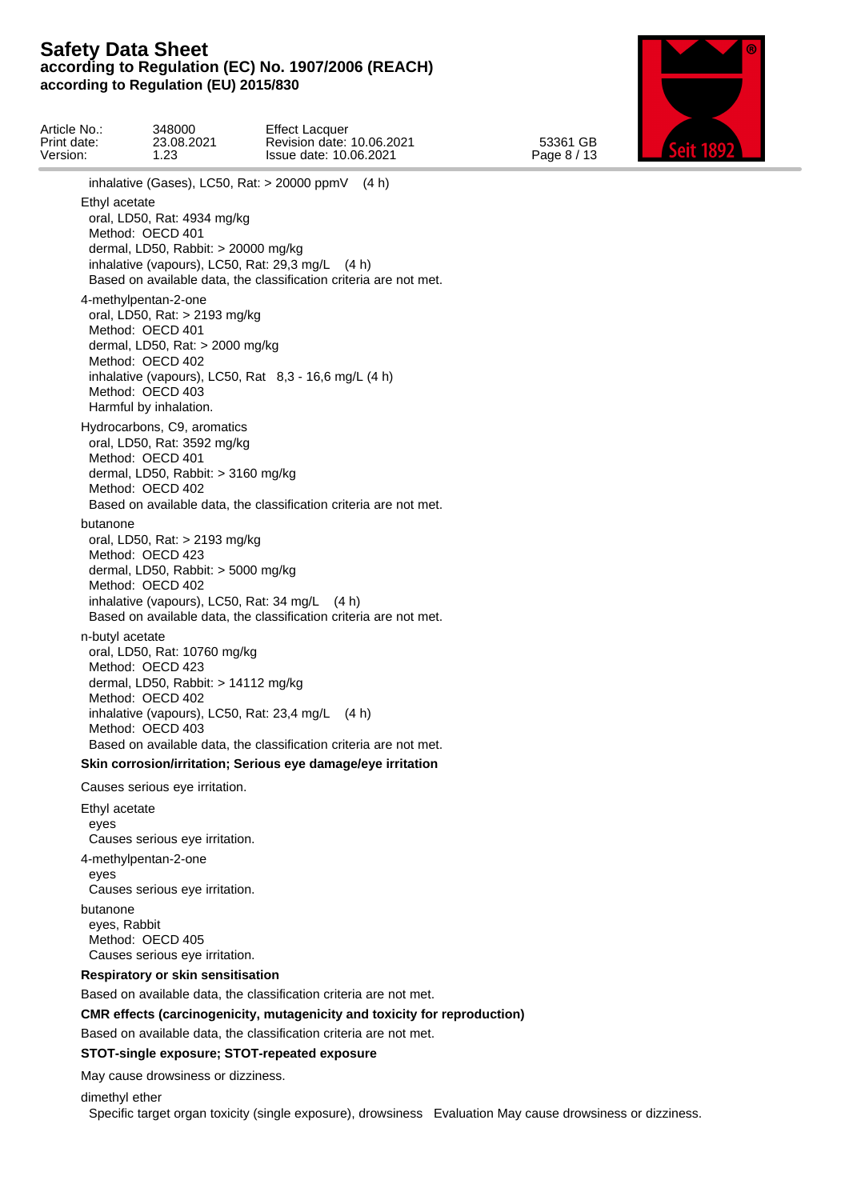inhalative (Gases), LC50, Rat: > 20000 ppmV (4 h)

Ethyl acetate
oral, LD50, Rat: 4934 mg/kg
Method: OECD 401
dermal, LD50, Rabbit: > 20000 mg/kg
inhalative (vapours), LC50, Rat: 29,3 mg/L (4 h)
Based on available data, the classification criteria are not met.

4-methylpentan-2-one
oral, LD50, Rat: > 2193 mg/kg
Method: OECD 401
dermal, LD50, Rat: > 2000 mg/kg
Method: OECD 402
inhalative (vapours), LC50, Rat 8,3 - 16,6 mg/L (4 h)
Method: OECD 403
Harmful by inhalation.

Hydrocarbons, C9, aromatics
oral, LD50, Rat: 3592 mg/kg
Method: OECD 401
dermal, LD50, Rabbit: > 3160 mg/kg
Method: OECD 402
Based on available data, the classification criteria are not met.

butanone
oral, LD50, Rat: > 2193 mg/kg
Method: OECD 423
dermal, LD50, Rabbit: > 5000 mg/kg
Method: OECD 402
inhalative (vapours), LC50, Rat: 34 mg/L (4 h)
Based on available data, the classification criteria are not met.

n-butyl acetate
oral, LD50, Rat: 10760 mg/kg
Method: OECD 423
dermal, LD50, Rabbit: > 14112 mg/kg
Method: OECD 402
inhalative (vapours), LC50, Rat: 23,4 mg/L (4 h)
Method: OECD 403
Based on available data, the classification criteria are not met.

**Skin corrosion/irritation; Serious eye damage/eye irritation**

Causes serious eye irritation.

Ethyl acetate
eyes
Causes serious eye irritation.

4-methylpentan-2-one
eyes
Causes serious eye irritation.

butanone
eyes, Rabbit
Method: OECD 405
Causes serious eye irritation.

**Respiratory or skin sensitisation**

Based on available data, the classification criteria are not met.

**CMR effects (carcinogenicity, mutagenicity and toxicity for reproduction)**

Based on available data, the classification criteria are not met.

**STOT-single exposure; STOT-repeated exposure**

May cause drowsiness or dizziness.

dimethyl ether
Specific target organ toxicity (single exposure), drowsiness Evaluation May cause drowsiness or dizziness.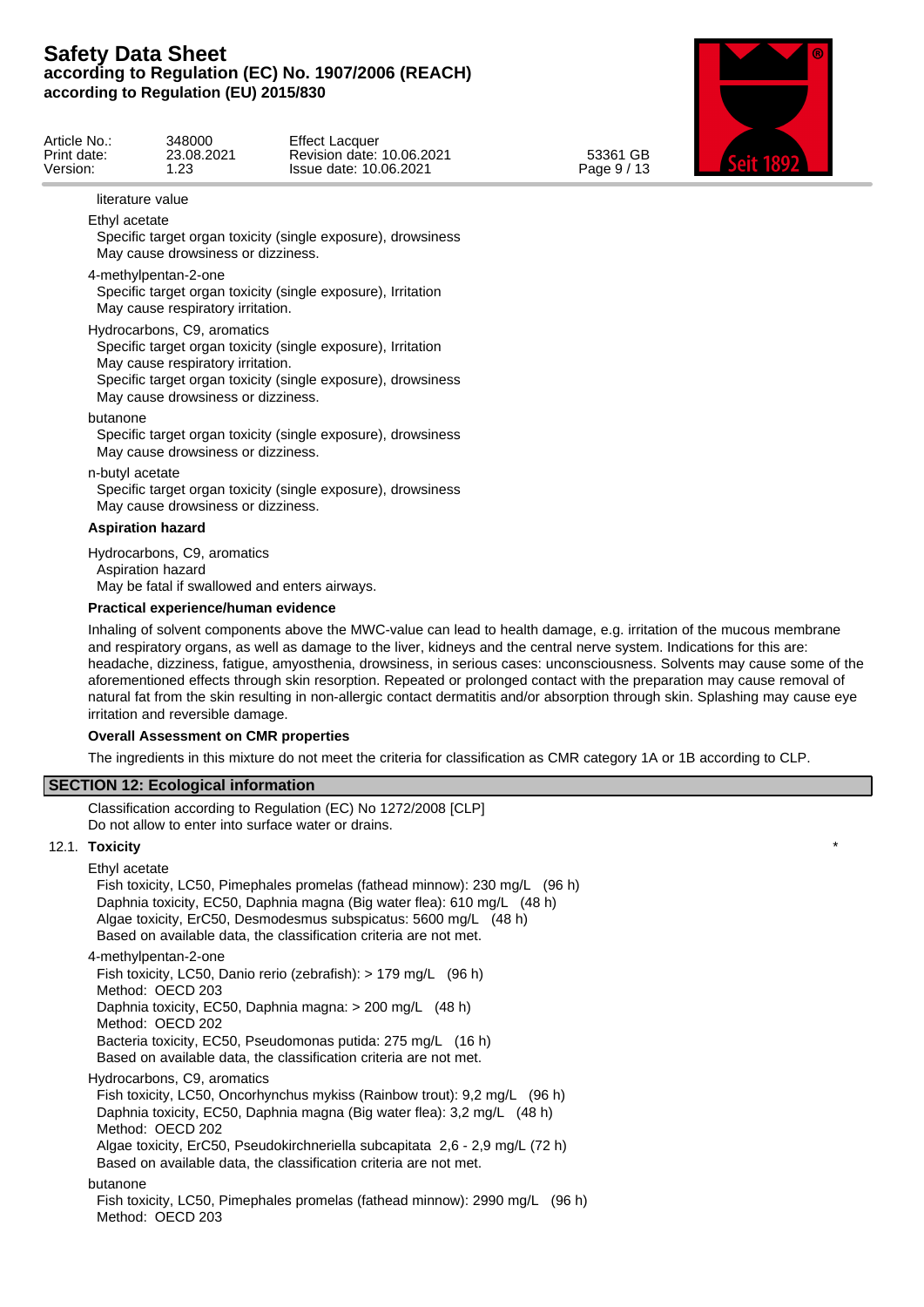literature value

Ethyl acetate
Specific target organ toxicity (single exposure), drowsiness
May cause drowsiness or dizziness.

4-methylpentan-2-one
Specific target organ toxicity (single exposure), Irritation
May cause respiratory irritation.

Hydrocarbons, C9, aromatics
Specific target organ toxicity (single exposure), Irritation
May cause respiratory irritation.
Specific target organ toxicity (single exposure), drowsiness
May cause drowsiness or dizziness.

butanone
Specific target organ toxicity (single exposure), drowsiness
May cause drowsiness or dizziness.

n-butyl acetate
Specific target organ toxicity (single exposure), drowsiness
May cause drowsiness or dizziness.

**Aspiration hazard**

Hydrocarbons, C9, aromatics
Aspiration hazard
May be fatal if swallowed and enters airways.

**Practical experience/human evidence**

Inhaling of solvent components above the MWC-value can lead to health damage, e.g. irritation of the mucous membrane and respiratory organs, as well as damage to the liver, kidneys and the central nerve system. Indications for this are: headache, dizziness, fatigue, amyosthenia, drowsiness, in serious cases: unconsciousness. Solvents may cause some of the aforementioned effects through skin resorption. Repeated or prolonged contact with the preparation may cause removal of natural fat from the skin resulting in non-allergic contact dermatitis and/or absorption through skin. Splashing may cause eye irritation and reversible damage.

**Overall Assessment on CMR properties**

The ingredients in this mixture do not meet the criteria for classification as CMR category 1A or 1B according to CLP.

## SECTION 12: Ecological information

Classification according to Regulation (EC) No 1272/2008 [CLP]
Do not allow to enter into surface water or drains.

### 12.1. Toxicity *

Ethyl acetate
Fish toxicity, LC50, Pimephales promelas (fathead minnow): 230 mg/L (96 h)
Daphnia toxicity, EC50, Daphnia magna (Big water flea): 610 mg/L (48 h)
Algae toxicity, ErC50, Desmodesmus subspicatus: 5600 mg/L (48 h)
Based on available data, the classification criteria are not met.

4-methylpentan-2-one
Fish toxicity, LC50, Danio rerio (zebrafish): > 179 mg/L (96 h)
Method: OECD 203
Daphnia toxicity, EC50, Daphnia magna: > 200 mg/L (48 h)
Method: OECD 202
Bacteria toxicity, EC50, Pseudomonas putida: 275 mg/L (16 h)
Based on available data, the classification criteria are not met.

Hydrocarbons, C9, aromatics
Fish toxicity, LC50, Oncorhynchus mykiss (Rainbow trout): 9,2 mg/L (96 h)
Daphnia toxicity, EC50, Daphnia magna (Big water flea): 3,2 mg/L (48 h)
Method: OECD 202
Algae toxicity, ErC50, Pseudokirchneriella subcapitata 2,6 - 2,9 mg/L (72 h)
Based on available data, the classification criteria are not met.

butanone
Fish toxicity, LC50, Pimephales promelas (fathead minnow): 2990 mg/L (96 h)
Method: OECD 203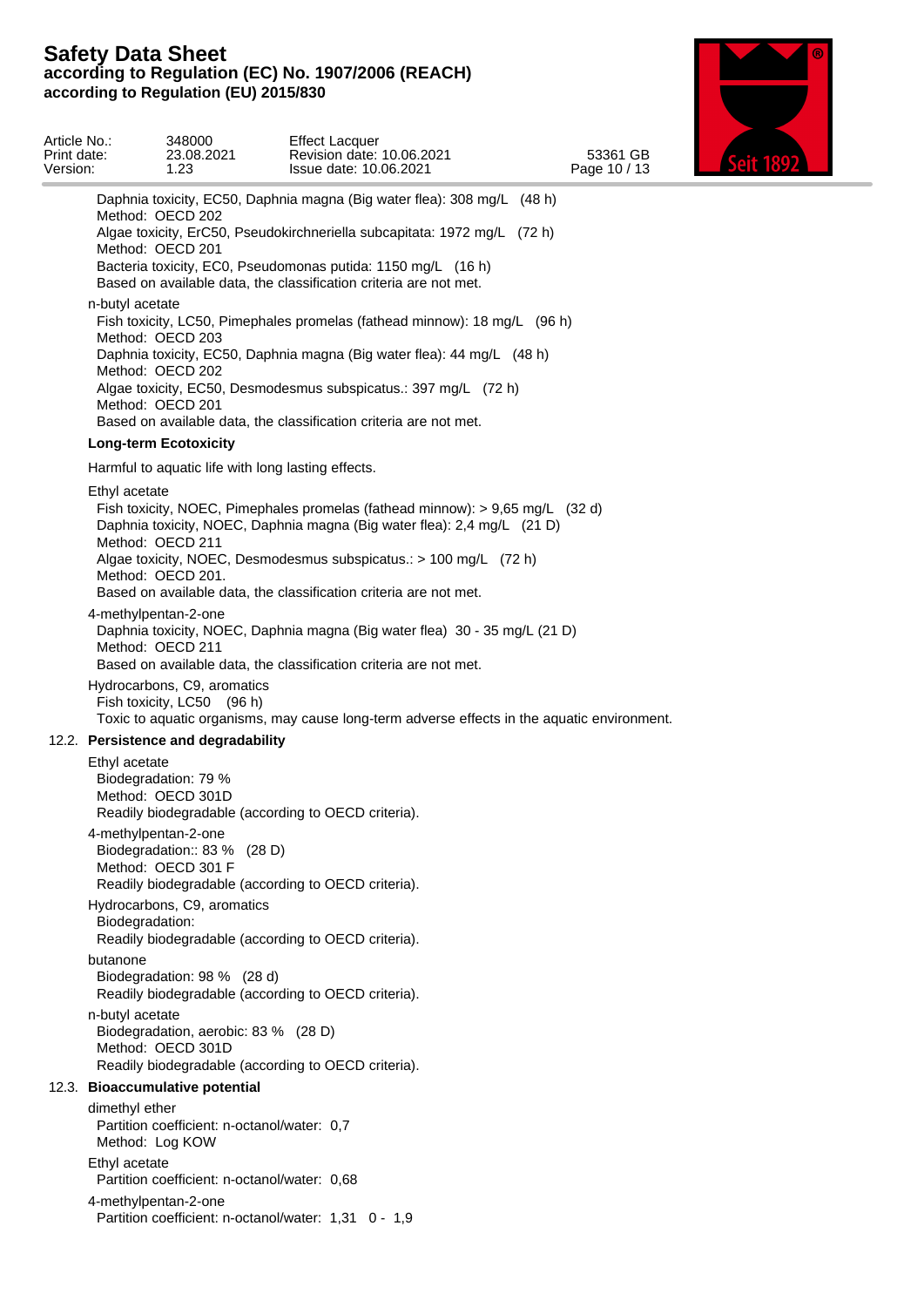Daphnia toxicity, EC50, Daphnia magna (Big water flea): 308 mg/L (48 h)
Method: OECD 202
Algae toxicity, ErC50, Pseudokirchneriella subcapitata: 1972 mg/L (72 h)
Method: OECD 201
Bacteria toxicity, EC0, Pseudomonas putida: 1150 mg/L (16 h)
Based on available data, the classification criteria are not met.

n-butyl acetate
Fish toxicity, LC50, Pimephales promelas (fathead minnow): 18 mg/L (96 h)
Method: OECD 203
Daphnia toxicity, EC50, Daphnia magna (Big water flea): 44 mg/L (48 h)
Method: OECD 202
Algae toxicity, EC50, Desmodesmus subspicatus.: 397 mg/L (72 h)
Method: OECD 201
Based on available data, the classification criteria are not met.

**Long-term Ecotoxicity**

Harmful to aquatic life with long lasting effects.

Ethyl acetate
Fish toxicity, NOEC, Pimephales promelas (fathead minnow): > 9,65 mg/L (32 d)
Daphnia toxicity, NOEC, Daphnia magna (Big water flea): 2,4 mg/L (21 D)
Method: OECD 211
Algae toxicity, NOEC, Desmodesmus subspicatus.: > 100 mg/L (72 h)
Method: OECD 201.
Based on available data, the classification criteria are not met.

4-methylpentan-2-one
Daphnia toxicity, NOEC, Daphnia magna (Big water flea) 30 - 35 mg/L (21 D)
Method: OECD 211
Based on available data, the classification criteria are not met.

Hydrocarbons, C9, aromatics
Fish toxicity, LC50 (96 h)
Toxic to aquatic organisms, may cause long-term adverse effects in the aquatic environment.

## 12.2. Persistence and degradability

Ethyl acetate
Biodegradation: 79 %
Method: OECD 301D
Readily biodegradable (according to OECD criteria).

4-methylpentan-2-one
Biodegradation:: 83 % (28 D)
Method: OECD 301 F
Readily biodegradable (according to OECD criteria).

Hydrocarbons, C9, aromatics
Biodegradation:
Readily biodegradable (according to OECD criteria).

butanone
Biodegradation: 98 % (28 d)
Readily biodegradable (according to OECD criteria).

n-butyl acetate
Biodegradation, aerobic: 83 % (28 D)
Method: OECD 301D
Readily biodegradable (according to OECD criteria).

## 12.3. Bioaccumulative potential

dimethyl ether
Partition coefficient: n-octanol/water: 0,7
Method: Log KOW

Ethyl acetate
Partition coefficient: n-octanol/water: 0,68

4-methylpentan-2-one
Partition coefficient: n-octanol/water: 1,31 0 - 1,9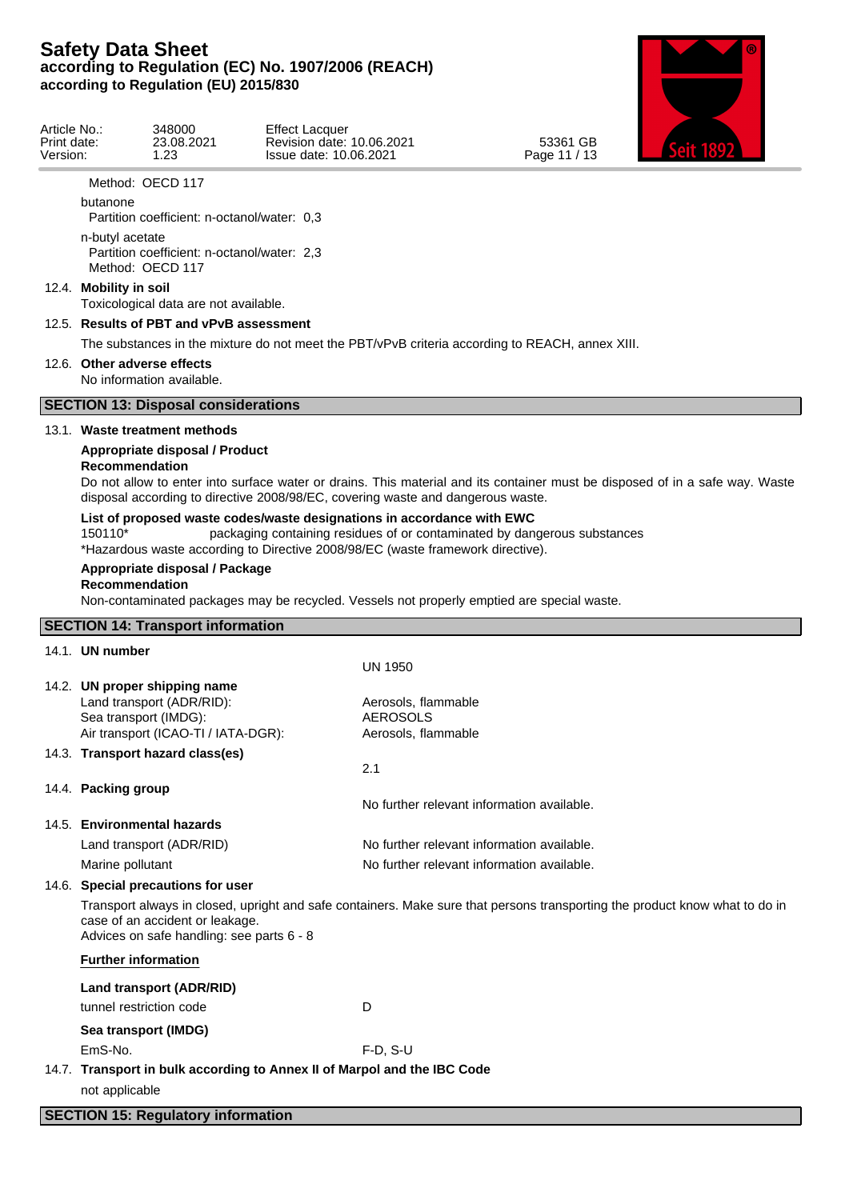Method: OECD 117

butanone

Partition coefficient: n-octanol/water: 0,3

n-butyl acetate

Partition coefficient: n-octanol/water: 2,3

Method: OECD 117

### 12.4. Mobility in soil

Toxicological data are not available.

### 12.5. Results of PBT and vPvB assessment

The substances in the mixture do not meet the PBT/vPvB criteria according to REACH, annex XIII.

### 12.6. Other adverse effects

No information available.

## SECTION 13: Disposal considerations

### 13.1. Waste treatment methods

**Appropriate disposal / Product**

**Recommendation**

Do not allow to enter into surface water or drains. This material and its container must be disposed of in a safe way. Waste disposal according to directive 2008/98/EC, covering waste and dangerous waste.

**List of proposed waste codes/waste designations in accordance with EWC**

150110* packaging containing residues of or contaminated by dangerous substances

*Hazardous waste according to Directive 2008/98/EC (waste framework directive).

**Appropriate disposal / Package**

**Recommendation**

Non-contaminated packages may be recycled. Vessels not properly emptied are special waste.

## SECTION 14: Transport information

### 14.1. UN number

UN 1950

### 14.2. UN proper shipping name

| | |
|---|---|
| Land transport (ADR/RID): | Aerosols, flammable |
| Sea transport (IMDG): | AEROSOLS |
| Air transport (ICAO-TI / IATA-DGR): | Aerosols, flammable |

### 14.3. Transport hazard class(es)

2.1

### 14.4. Packing group

No further relevant information available.

### 14.5. Environmental hazards

| | |
|---|---|
| Land transport (ADR/RID) | No further relevant information available. |
| Marine pollutant | No further relevant information available. |

### 14.6. Special precautions for user

Transport always in closed, upright and safe containers. Make sure that persons transporting the product know what to do in case of an accident or leakage.

Advices on safe handling: see parts 6 - 8

**Further information**

**Land transport (ADR/RID)**

| | |
|---|---|
| tunnel restriction code | D |

**Sea transport (IMDG)**

| | |
|---|---|
| EmS-No. | F-D, S-U |

### 14.7. Transport in bulk according to Annex II of Marpol and the IBC Code

not applicable

## SECTION 15: Regulatory information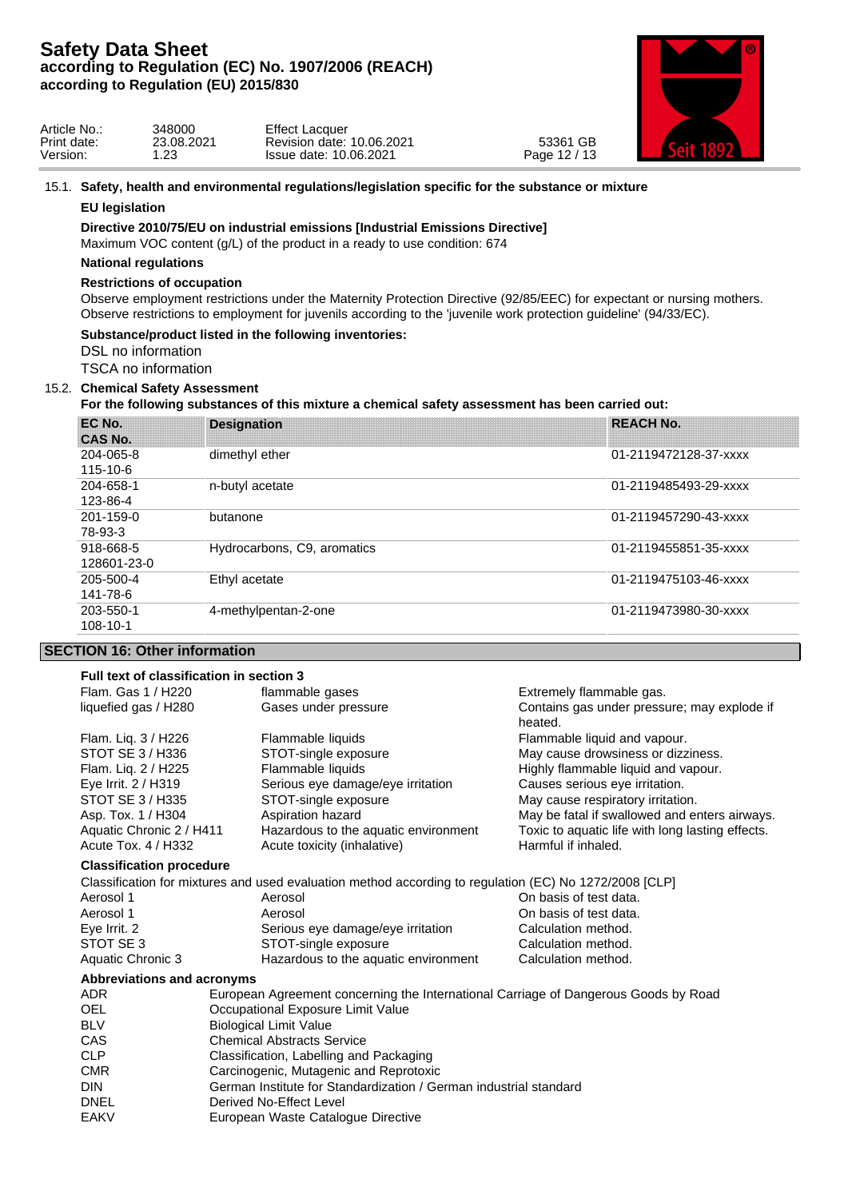### 15.1. Safety, health and environmental regulations/legislation specific for the substance or mixture

**EU legislation**

**Directive 2010/75/EU on industrial emissions [Industrial Emissions Directive]**

Maximum VOC content (g/L) of the product in a ready to use condition: 674

**National regulations**

**Restrictions of occupation**

Observe employment restrictions under the Maternity Protection Directive (92/85/EEC) for expectant or nursing mothers. Observe restrictions to employment for juvenils according to the 'juvenile work protection guideline' (94/33/EC).

**Substance/product listed in the following inventories:**

DSL no information

TSCA no information

### 15.2. Chemical Safety Assessment

**For the following substances of this mixture a chemical safety assessment has been carried out:**

| EC No.<br>CAS No. | Designation | REACH No. |
|---|---|---|
| 204-065-8<br>115-10-6 | dimethyl ether | 01-2119472128-37-xxxx |
| 204-658-1<br>123-86-4 | n-butyl acetate | 01-2119485493-29-xxxx |
| 201-159-0<br>78-93-3 | butanone | 01-2119457290-43-xxxx |
| 918-668-5<br>128601-23-0 | Hydrocarbons, C9, aromatics | 01-2119455851-35-xxxx |
| 205-500-4<br>141-78-6 | Ethyl acetate | 01-2119475103-46-xxxx |
| 203-550-1<br>108-10-1 | 4-methylpentan-2-one | 01-2119473980-30-xxxx |

## SECTION 16: Other information

**Full text of classification in section 3**

| | | |
|---|---|---|
| Flam. Gas 1 / H220 | flammable gases | Extremely flammable gas. |
| liquefied gas / H280 | Gases under pressure | Contains gas under pressure; may explode if heated. |
| Flam. Liq. 3 / H226 | Flammable liquids | Flammable liquid and vapour. |
| STOT SE 3 / H336 | STOT-single exposure | May cause drowsiness or dizziness. |
| Flam. Liq. 2 / H225 | Flammable liquids | Highly flammable liquid and vapour. |
| Eye Irrit. 2 / H319 | Serious eye damage/eye irritation | Causes serious eye irritation. |
| STOT SE 3 / H335 | STOT-single exposure | May cause respiratory irritation. |
| Asp. Tox. 1 / H304 | Aspiration hazard | May be fatal if swallowed and enters airways. |
| Aquatic Chronic 2 / H411 | Hazardous to the aquatic environment | Toxic to aquatic life with long lasting effects. |
| Acute Tox. 4 / H332 | Acute toxicity (inhalative) | Harmful if inhaled. |

**Classification procedure**

Classification for mixtures and used evaluation method according to regulation (EC) No 1272/2008 [CLP]

| | | |
|---|---|---|
| Aerosol 1 | Aerosol | On basis of test data. |
| Aerosol 1 | Aerosol | On basis of test data. |
| Eye Irrit. 2 | Serious eye damage/eye irritation | Calculation method. |
| STOT SE 3 | STOT-single exposure | Calculation method. |
| Aquatic Chronic 3 | Hazardous to the aquatic environment | Calculation method. |

**Abbreviations and acronyms**

| | |
|---|---|
| ADR | European Agreement concerning the International Carriage of Dangerous Goods by Road |
| OEL | Occupational Exposure Limit Value |
| BLV | Biological Limit Value |
| CAS | Chemical Abstracts Service |
| CLP | Classification, Labelling and Packaging |
| CMR | Carcinogenic, Mutagenic and Reprotoxic |
| DIN | German Institute for Standardization / German industrial standard |
| DNEL | Derived No-Effect Level |
| EAKV | European Waste Catalogue Directive |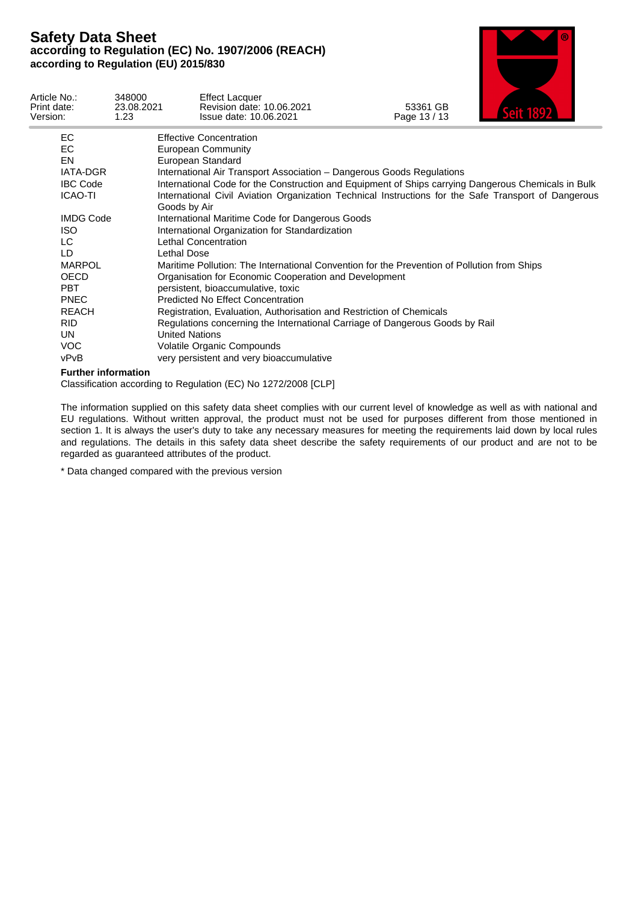| | |
|---|---|
| EC | Effective Concentration |
| EC | European Community |
| EN | European Standard |
| IATA-DGR | International Air Transport Association – Dangerous Goods Regulations |
| IBC Code | International Code for the Construction and Equipment of Ships carrying Dangerous Chemicals in Bulk |
| ICAO-TI | International Civil Aviation Organization Technical Instructions for the Safe Transport of Dangerous Goods by Air |
| IMDG Code | International Maritime Code for Dangerous Goods |
| ISO | International Organization for Standardization |
| LC | Lethal Concentration |
| LD | Lethal Dose |
| MARPOL | Maritime Pollution: The International Convention for the Prevention of Pollution from Ships |
| OECD | Organisation for Economic Cooperation and Development |
| PBT | persistent, bioaccumulative, toxic |
| PNEC | Predicted No Effect Concentration |
| REACH | Registration, Evaluation, Authorisation and Restriction of Chemicals |
| RID | Regulations concerning the International Carriage of Dangerous Goods by Rail |
| UN | United Nations |
| VOC | Volatile Organic Compounds |
| vPvB | very persistent and very bioaccumulative |

**Further information**

Classification according to Regulation (EC) No 1272/2008 [CLP]

The information supplied on this safety data sheet complies with our current level of knowledge as well as with national and EU regulations. Without written approval, the product must not be used for purposes different from those mentioned in section 1. It is always the user's duty to take any necessary measures for meeting the requirements laid down by local rules and regulations. The details in this safety data sheet describe the safety requirements of our product and are not to be regarded as guaranteed attributes of the product.

* Data changed compared with the previous version